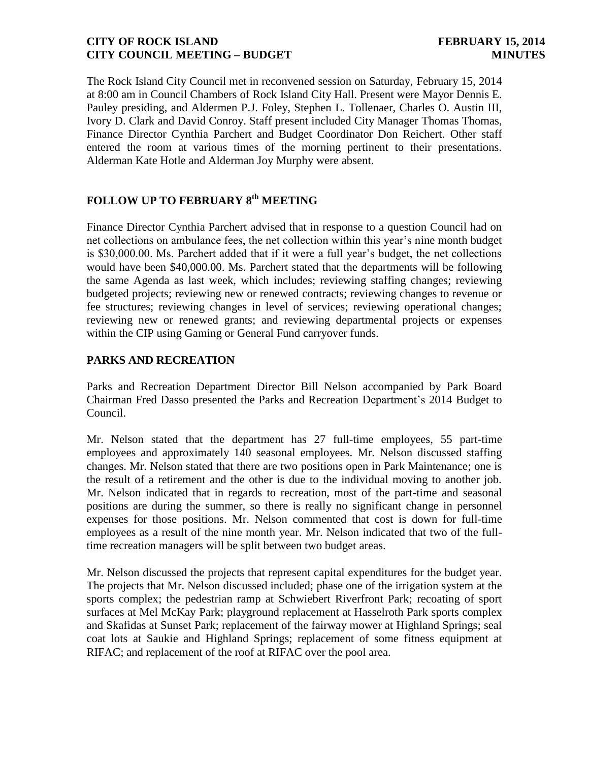The Rock Island City Council met in reconvened session on Saturday, February 15, 2014 at 8:00 am in Council Chambers of Rock Island City Hall. Present were Mayor Dennis E. Pauley presiding, and Aldermen P.J. Foley, Stephen L. Tollenaer, Charles O. Austin III, Ivory D. Clark and David Conroy. Staff present included City Manager Thomas Thomas, Finance Director Cynthia Parchert and Budget Coordinator Don Reichert. Other staff entered the room at various times of the morning pertinent to their presentations. Alderman Kate Hotle and Alderman Joy Murphy were absent.

## FOLLOW UP TO FEBRUARY 8th MEETING

Finance Director Cynthia Parchert advised that in response to a question Council had on net collections on ambulance fees, the net collection within this year's nine month budget is $30,000.00. Ms. Parchert added that if it were a full year's budget, the net collections would have been $40,000.00. Ms. Parchert stated that the departments will be following the same Agenda as last week, which includes; reviewing staffing changes; reviewing budgeted projects; reviewing new or renewed contracts; reviewing changes to revenue or fee structures; reviewing changes in level of services; reviewing operational changes; reviewing new or renewed grants; and reviewing departmental projects or expenses within the CIP using Gaming or General Fund carryover funds.

## PARKS AND RECREATION

Parks and Recreation Department Director Bill Nelson accompanied by Park Board Chairman Fred Dasso presented the Parks and Recreation Department's 2014 Budget to Council.

Mr. Nelson stated that the department has 27 full-time employees, 55 part-time employees and approximately 140 seasonal employees. Mr. Nelson discussed staffing changes. Mr. Nelson stated that there are two positions open in Park Maintenance; one is the result of a retirement and the other is due to the individual moving to another job. Mr. Nelson indicated that in regards to recreation, most of the part-time and seasonal positions are during the summer, so there is really no significant change in personnel expenses for those positions. Mr. Nelson commented that cost is down for full-time employees as a result of the nine month year. Mr. Nelson indicated that two of the full-time recreation managers will be split between two budget areas.

Mr. Nelson discussed the projects that represent capital expenditures for the budget year. The projects that Mr. Nelson discussed included; phase one of the irrigation system at the sports complex; the pedestrian ramp at Schwiebert Riverfront Park; recoating of sport surfaces at Mel McKay Park; playground replacement at Hasselroth Park sports complex and Skafidas at Sunset Park; replacement of the fairway mower at Highland Springs; seal coat lots at Saukie and Highland Springs; replacement of some fitness equipment at RIFAC; and replacement of the roof at RIFAC over the pool area.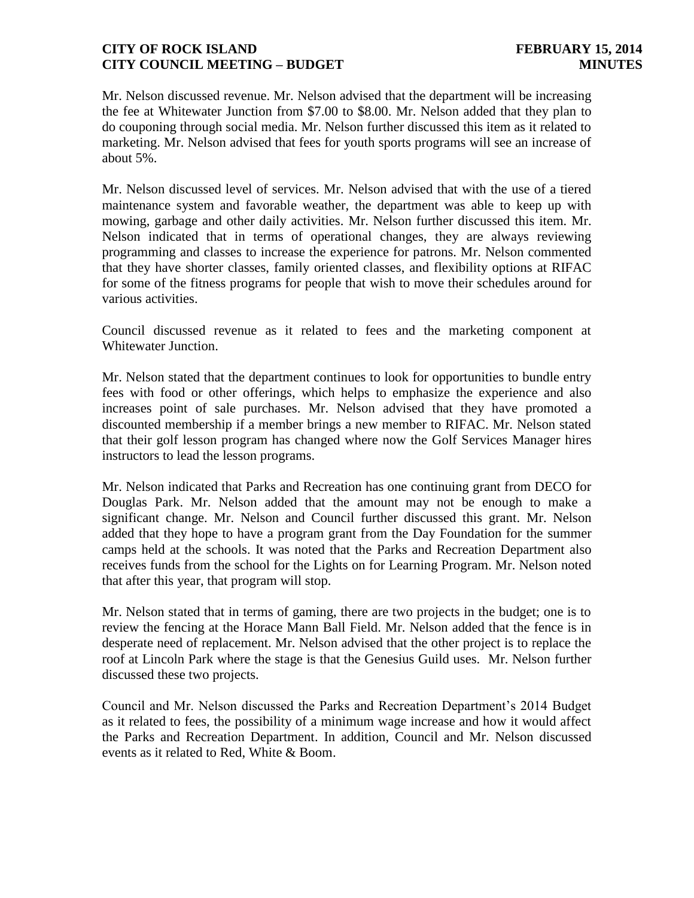Mr. Nelson discussed revenue. Mr. Nelson advised that the department will be increasing the fee at Whitewater Junction from $7.00 to $8.00. Mr. Nelson added that they plan to do couponing through social media. Mr. Nelson further discussed this item as it related to marketing. Mr. Nelson advised that fees for youth sports programs will see an increase of about 5%.

Mr. Nelson discussed level of services. Mr. Nelson advised that with the use of a tiered maintenance system and favorable weather, the department was able to keep up with mowing, garbage and other daily activities. Mr. Nelson further discussed this item. Mr. Nelson indicated that in terms of operational changes, they are always reviewing programming and classes to increase the experience for patrons. Mr. Nelson commented that they have shorter classes, family oriented classes, and flexibility options at RIFAC for some of the fitness programs for people that wish to move their schedules around for various activities.

Council discussed revenue as it related to fees and the marketing component at Whitewater Junction.

Mr. Nelson stated that the department continues to look for opportunities to bundle entry fees with food or other offerings, which helps to emphasize the experience and also increases point of sale purchases. Mr. Nelson advised that they have promoted a discounted membership if a member brings a new member to RIFAC. Mr. Nelson stated that their golf lesson program has changed where now the Golf Services Manager hires instructors to lead the lesson programs.

Mr. Nelson indicated that Parks and Recreation has one continuing grant from DECO for Douglas Park. Mr. Nelson added that the amount may not be enough to make a significant change. Mr. Nelson and Council further discussed this grant. Mr. Nelson added that they hope to have a program grant from the Day Foundation for the summer camps held at the schools. It was noted that the Parks and Recreation Department also receives funds from the school for the Lights on for Learning Program. Mr. Nelson noted that after this year, that program will stop.

Mr. Nelson stated that in terms of gaming, there are two projects in the budget; one is to review the fencing at the Horace Mann Ball Field. Mr. Nelson added that the fence is in desperate need of replacement. Mr. Nelson advised that the other project is to replace the roof at Lincoln Park where the stage is that the Genesius Guild uses. Mr. Nelson further discussed these two projects.

Council and Mr. Nelson discussed the Parks and Recreation Department's 2014 Budget as it related to fees, the possibility of a minimum wage increase and how it would affect the Parks and Recreation Department. In addition, Council and Mr. Nelson discussed events as it related to Red, White & Boom.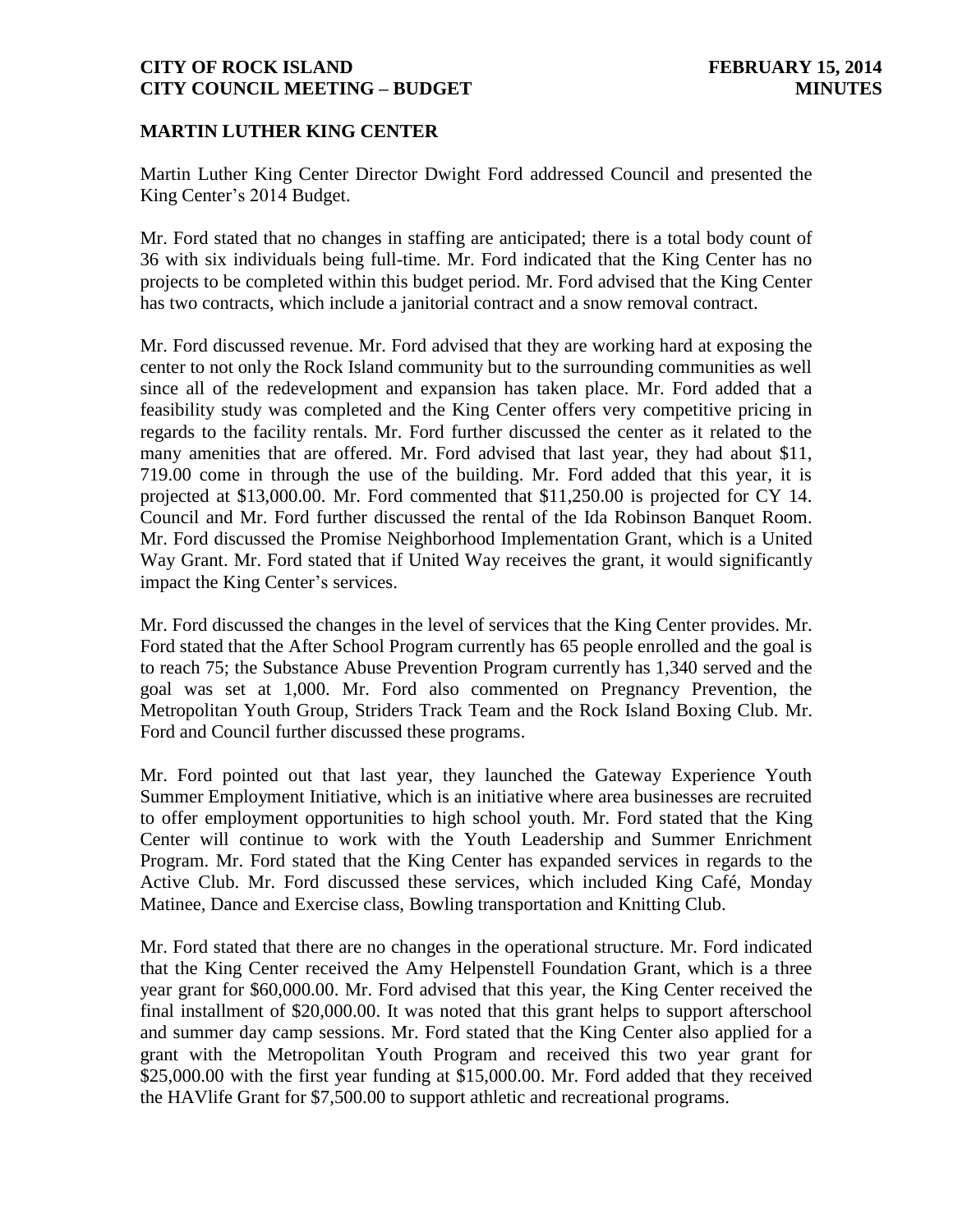## MARTIN LUTHER KING CENTER

Martin Luther King Center Director Dwight Ford addressed Council and presented the King Center's 2014 Budget.

Mr. Ford stated that no changes in staffing are anticipated; there is a total body count of 36 with six individuals being full-time. Mr. Ford indicated that the King Center has no projects to be completed within this budget period. Mr. Ford advised that the King Center has two contracts, which include a janitorial contract and a snow removal contract.

Mr. Ford discussed revenue. Mr. Ford advised that they are working hard at exposing the center to not only the Rock Island community but to the surrounding communities as well since all of the redevelopment and expansion has taken place. Mr. Ford added that a feasibility study was completed and the King Center offers very competitive pricing in regards to the facility rentals. Mr. Ford further discussed the center as it related to the many amenities that are offered. Mr. Ford advised that last year, they had about $11, 719.00 come in through the use of the building. Mr. Ford added that this year, it is projected at $13,000.00. Mr. Ford commented that $11,250.00 is projected for CY 14. Council and Mr. Ford further discussed the rental of the Ida Robinson Banquet Room. Mr. Ford discussed the Promise Neighborhood Implementation Grant, which is a United Way Grant. Mr. Ford stated that if United Way receives the grant, it would significantly impact the King Center's services.

Mr. Ford discussed the changes in the level of services that the King Center provides. Mr. Ford stated that the After School Program currently has 65 people enrolled and the goal is to reach 75; the Substance Abuse Prevention Program currently has 1,340 served and the goal was set at 1,000. Mr. Ford also commented on Pregnancy Prevention, the Metropolitan Youth Group, Striders Track Team and the Rock Island Boxing Club. Mr. Ford and Council further discussed these programs.

Mr. Ford pointed out that last year, they launched the Gateway Experience Youth Summer Employment Initiative, which is an initiative where area businesses are recruited to offer employment opportunities to high school youth. Mr. Ford stated that the King Center will continue to work with the Youth Leadership and Summer Enrichment Program. Mr. Ford stated that the King Center has expanded services in regards to the Active Club. Mr. Ford discussed these services, which included King Café, Monday Matinee, Dance and Exercise class, Bowling transportation and Knitting Club.

Mr. Ford stated that there are no changes in the operational structure. Mr. Ford indicated that the King Center received the Amy Helpenstell Foundation Grant, which is a three year grant for $60,000.00. Mr. Ford advised that this year, the King Center received the final installment of $20,000.00. It was noted that this grant helps to support afterschool and summer day camp sessions. Mr. Ford stated that the King Center also applied for a grant with the Metropolitan Youth Program and received this two year grant for $25,000.00 with the first year funding at $15,000.00. Mr. Ford added that they received the HAVlife Grant for $7,500.00 to support athletic and recreational programs.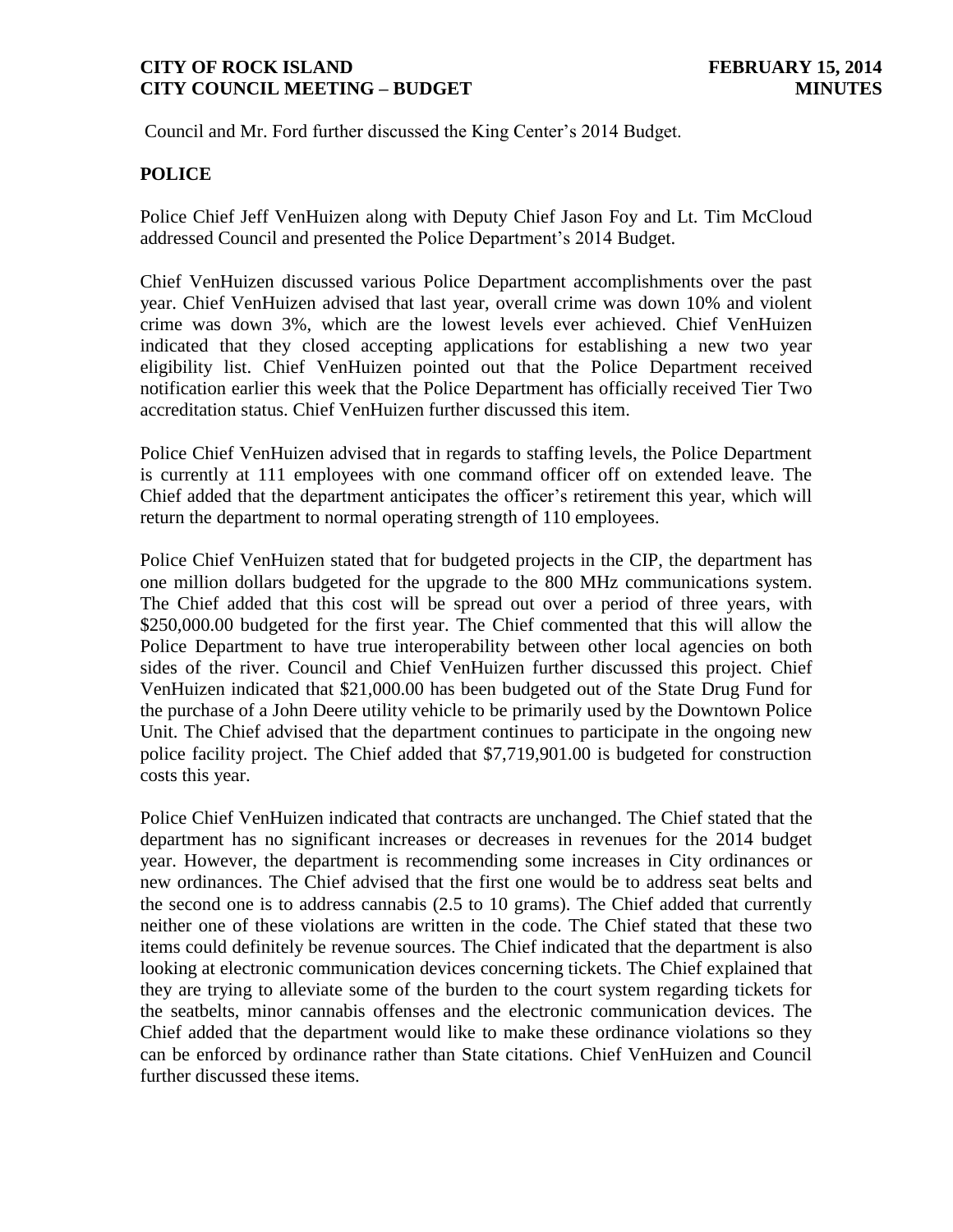Council and Mr. Ford further discussed the King Center's 2014 Budget.

## POLICE

Police Chief Jeff VenHuizen along with Deputy Chief Jason Foy and Lt. Tim McCloud addressed Council and presented the Police Department's 2014 Budget.

Chief VenHuizen discussed various Police Department accomplishments over the past year. Chief VenHuizen advised that last year, overall crime was down 10% and violent crime was down 3%, which are the lowest levels ever achieved. Chief VenHuizen indicated that they closed accepting applications for establishing a new two year eligibility list. Chief VenHuizen pointed out that the Police Department received notification earlier this week that the Police Department has officially received Tier Two accreditation status. Chief VenHuizen further discussed this item.

Police Chief VenHuizen advised that in regards to staffing levels, the Police Department is currently at 111 employees with one command officer off on extended leave. The Chief added that the department anticipates the officer's retirement this year, which will return the department to normal operating strength of 110 employees.

Police Chief VenHuizen stated that for budgeted projects in the CIP, the department has one million dollars budgeted for the upgrade to the 800 MHz communications system. The Chief added that this cost will be spread out over a period of three years, with $250,000.00 budgeted for the first year. The Chief commented that this will allow the Police Department to have true interoperability between other local agencies on both sides of the river. Council and Chief VenHuizen further discussed this project. Chief VenHuizen indicated that $21,000.00 has been budgeted out of the State Drug Fund for the purchase of a John Deere utility vehicle to be primarily used by the Downtown Police Unit. The Chief advised that the department continues to participate in the ongoing new police facility project. The Chief added that $7,719,901.00 is budgeted for construction costs this year.

Police Chief VenHuizen indicated that contracts are unchanged. The Chief stated that the department has no significant increases or decreases in revenues for the 2014 budget year. However, the department is recommending some increases in City ordinances or new ordinances. The Chief advised that the first one would be to address seat belts and the second one is to address cannabis (2.5 to 10 grams). The Chief added that currently neither one of these violations are written in the code. The Chief stated that these two items could definitely be revenue sources. The Chief indicated that the department is also looking at electronic communication devices concerning tickets. The Chief explained that they are trying to alleviate some of the burden to the court system regarding tickets for the seatbelts, minor cannabis offenses and the electronic communication devices. The Chief added that the department would like to make these ordinance violations so they can be enforced by ordinance rather than State citations. Chief VenHuizen and Council further discussed these items.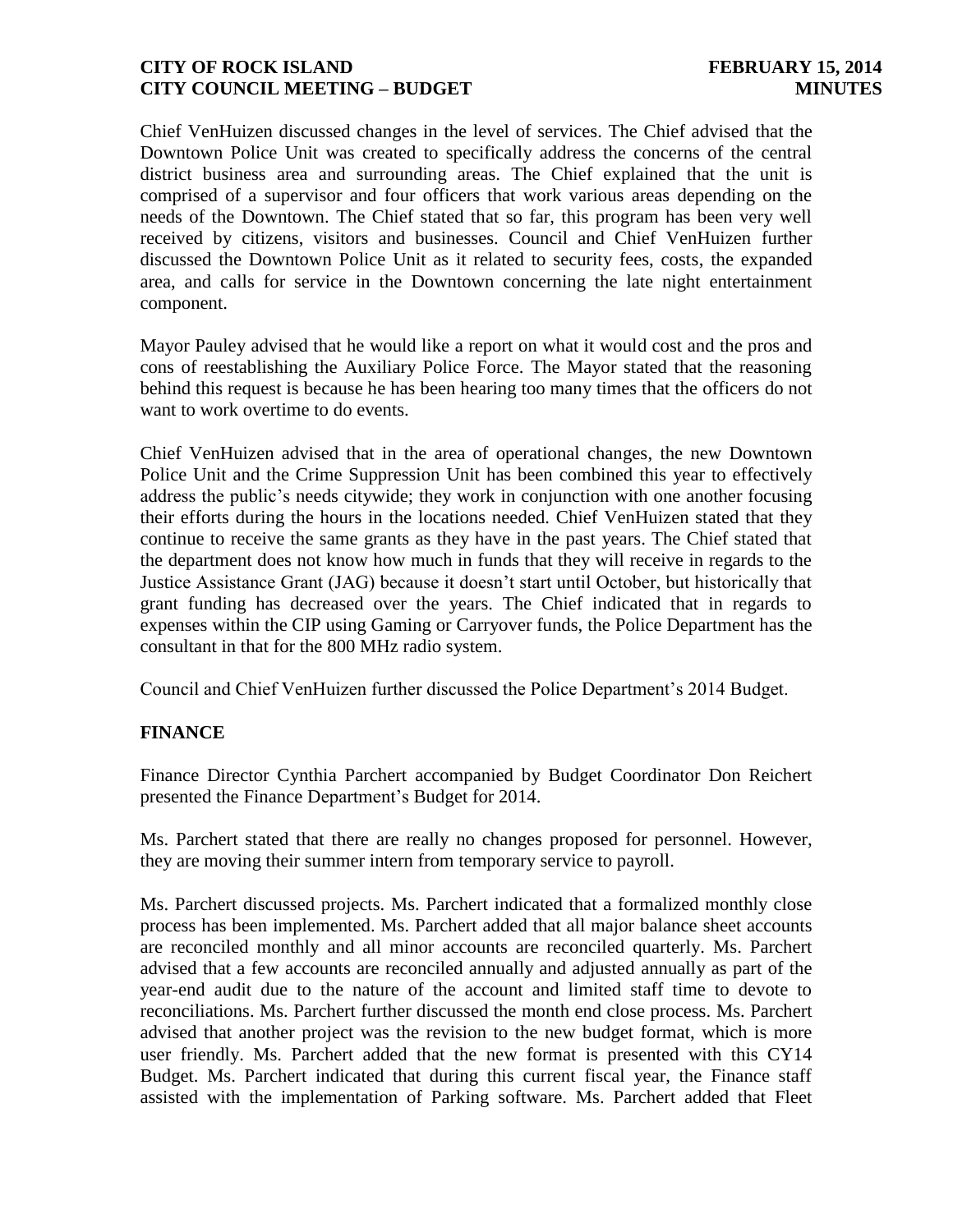Chief VenHuizen discussed changes in the level of services. The Chief advised that the Downtown Police Unit was created to specifically address the concerns of the central district business area and surrounding areas. The Chief explained that the unit is comprised of a supervisor and four officers that work various areas depending on the needs of the Downtown. The Chief stated that so far, this program has been very well received by citizens, visitors and businesses. Council and Chief VenHuizen further discussed the Downtown Police Unit as it related to security fees, costs, the expanded area, and calls for service in the Downtown concerning the late night entertainment component.

Mayor Pauley advised that he would like a report on what it would cost and the pros and cons of reestablishing the Auxiliary Police Force. The Mayor stated that the reasoning behind this request is because he has been hearing too many times that the officers do not want to work overtime to do events.

Chief VenHuizen advised that in the area of operational changes, the new Downtown Police Unit and the Crime Suppression Unit has been combined this year to effectively address the public's needs citywide; they work in conjunction with one another focusing their efforts during the hours in the locations needed. Chief VenHuizen stated that they continue to receive the same grants as they have in the past years. The Chief stated that the department does not know how much in funds that they will receive in regards to the Justice Assistance Grant (JAG) because it doesn't start until October, but historically that grant funding has decreased over the years. The Chief indicated that in regards to expenses within the CIP using Gaming or Carryover funds, the Police Department has the consultant in that for the 800 MHz radio system.

Council and Chief VenHuizen further discussed the Police Department's 2014 Budget.

**FINANCE**

Finance Director Cynthia Parchert accompanied by Budget Coordinator Don Reichert presented the Finance Department's Budget for 2014.

Ms. Parchert stated that there are really no changes proposed for personnel. However, they are moving their summer intern from temporary service to payroll.

Ms. Parchert discussed projects. Ms. Parchert indicated that a formalized monthly close process has been implemented. Ms. Parchert added that all major balance sheet accounts are reconciled monthly and all minor accounts are reconciled quarterly. Ms. Parchert advised that a few accounts are reconciled annually and adjusted annually as part of the year-end audit due to the nature of the account and limited staff time to devote to reconciliations. Ms. Parchert further discussed the month end close process. Ms. Parchert advised that another project was the revision to the new budget format, which is more user friendly. Ms. Parchert added that the new format is presented with this CY14 Budget. Ms. Parchert indicated that during this current fiscal year, the Finance staff assisted with the implementation of Parking software. Ms. Parchert added that Fleet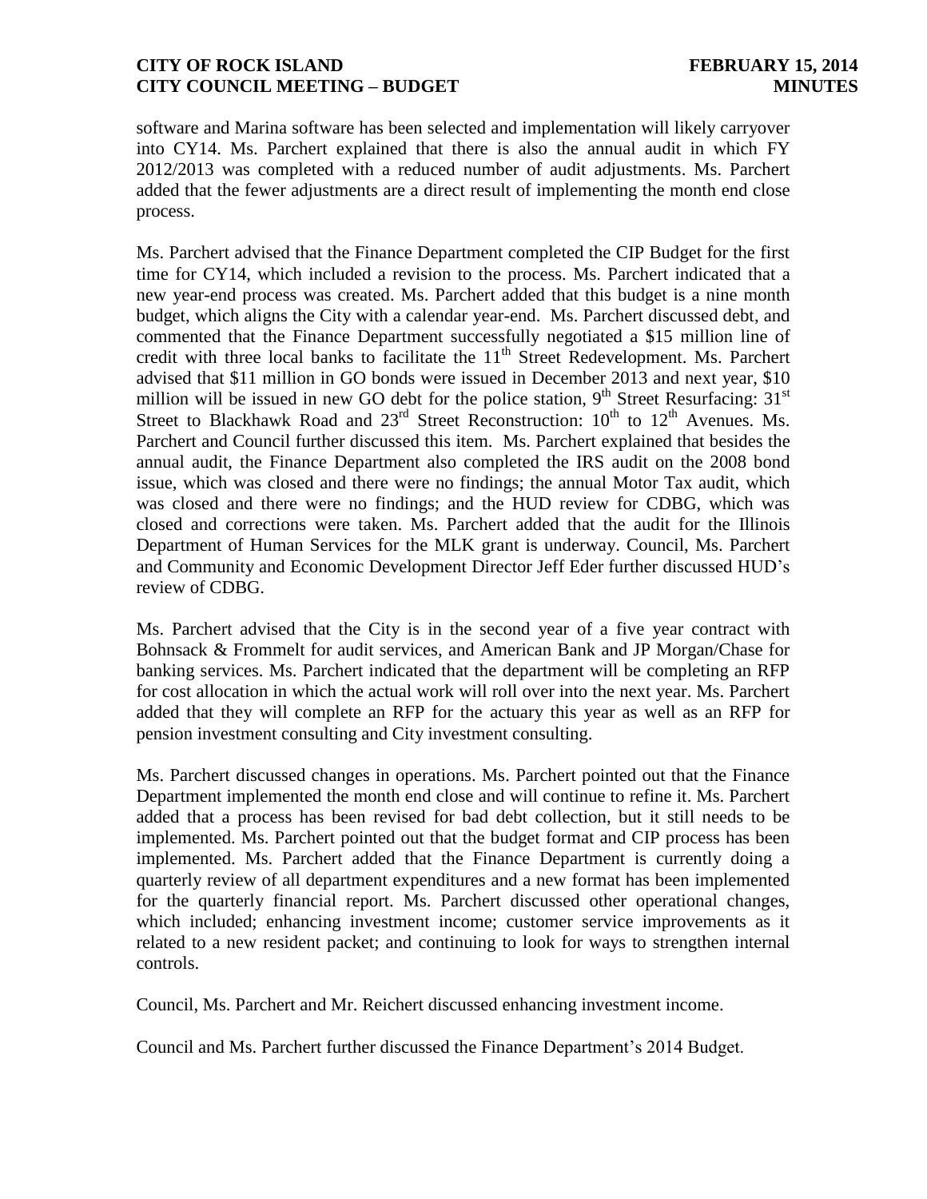software and Marina software has been selected and implementation will likely carryover into CY14. Ms. Parchert explained that there is also the annual audit in which FY 2012/2013 was completed with a reduced number of audit adjustments. Ms. Parchert added that the fewer adjustments are a direct result of implementing the month end close process.

Ms. Parchert advised that the Finance Department completed the CIP Budget for the first time for CY14, which included a revision to the process. Ms. Parchert indicated that a new year-end process was created. Ms. Parchert added that this budget is a nine month budget, which aligns the City with a calendar year-end. Ms. Parchert discussed debt, and commented that the Finance Department successfully negotiated a $15 million line of credit with three local banks to facilitate the 11th Street Redevelopment. Ms. Parchert advised that $11 million in GO bonds were issued in December 2013 and next year, $10 million will be issued in new GO debt for the police station, 9th Street Resurfacing: 31st Street to Blackhawk Road and 23rd Street Reconstruction: 10th to 12th Avenues. Ms. Parchert and Council further discussed this item. Ms. Parchert explained that besides the annual audit, the Finance Department also completed the IRS audit on the 2008 bond issue, which was closed and there were no findings; the annual Motor Tax audit, which was closed and there were no findings; and the HUD review for CDBG, which was closed and corrections were taken. Ms. Parchert added that the audit for the Illinois Department of Human Services for the MLK grant is underway. Council, Ms. Parchert and Community and Economic Development Director Jeff Eder further discussed HUD's review of CDBG.

Ms. Parchert advised that the City is in the second year of a five year contract with Bohnsack & Frommelt for audit services, and American Bank and JP Morgan/Chase for banking services. Ms. Parchert indicated that the department will be completing an RFP for cost allocation in which the actual work will roll over into the next year. Ms. Parchert added that they will complete an RFP for the actuary this year as well as an RFP for pension investment consulting and City investment consulting.

Ms. Parchert discussed changes in operations. Ms. Parchert pointed out that the Finance Department implemented the month end close and will continue to refine it. Ms. Parchert added that a process has been revised for bad debt collection, but it still needs to be implemented. Ms. Parchert pointed out that the budget format and CIP process has been implemented. Ms. Parchert added that the Finance Department is currently doing a quarterly review of all department expenditures and a new format has been implemented for the quarterly financial report. Ms. Parchert discussed other operational changes, which included; enhancing investment income; customer service improvements as it related to a new resident packet; and continuing to look for ways to strengthen internal controls.

Council, Ms. Parchert and Mr. Reichert discussed enhancing investment income.

Council and Ms. Parchert further discussed the Finance Department's 2014 Budget.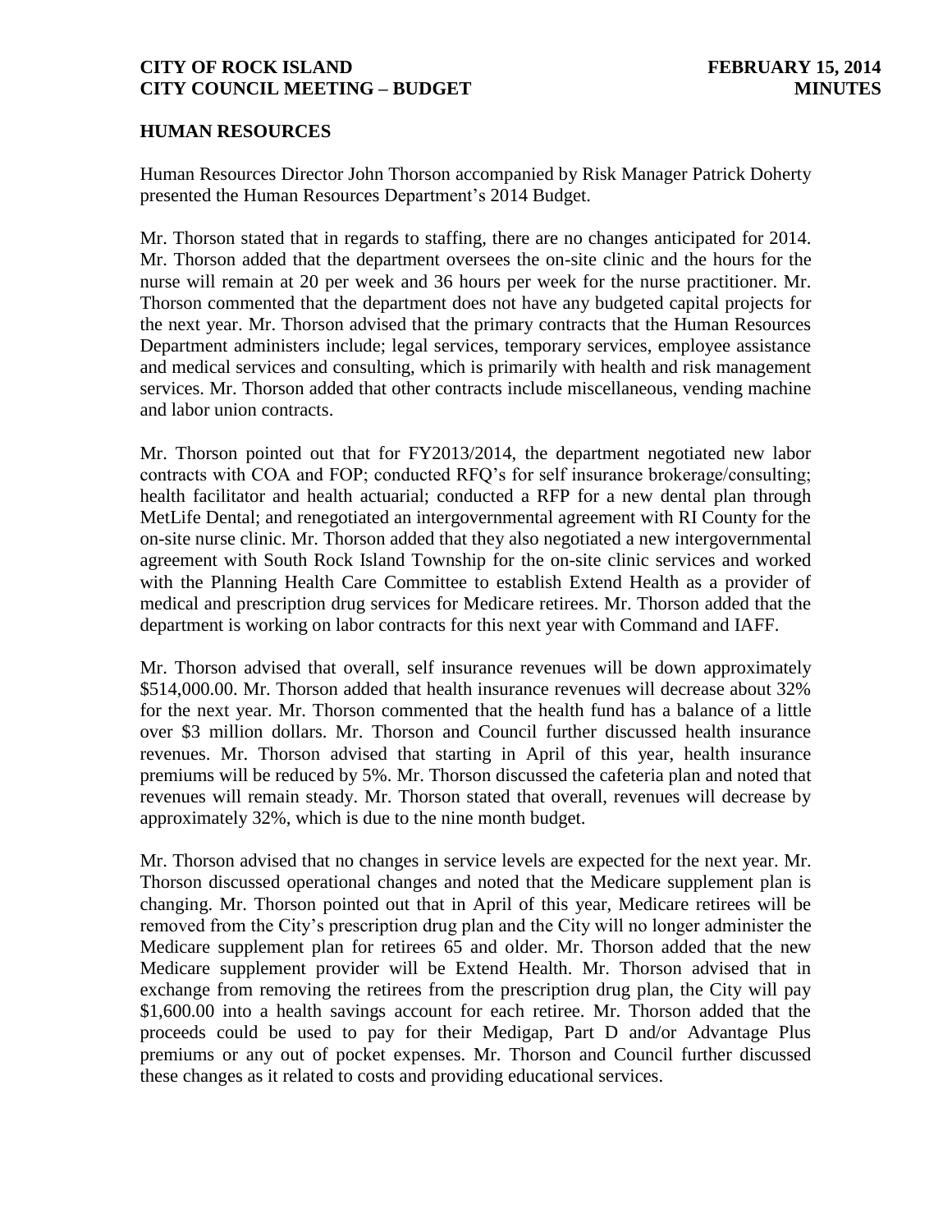## HUMAN RESOURCES

Human Resources Director John Thorson accompanied by Risk Manager Patrick Doherty presented the Human Resources Department's 2014 Budget.

Mr. Thorson stated that in regards to staffing, there are no changes anticipated for 2014. Mr. Thorson added that the department oversees the on-site clinic and the hours for the nurse will remain at 20 per week and 36 hours per week for the nurse practitioner. Mr. Thorson commented that the department does not have any budgeted capital projects for the next year. Mr. Thorson advised that the primary contracts that the Human Resources Department administers include; legal services, temporary services, employee assistance and medical services and consulting, which is primarily with health and risk management services. Mr. Thorson added that other contracts include miscellaneous, vending machine and labor union contracts.

Mr. Thorson pointed out that for FY2013/2014, the department negotiated new labor contracts with COA and FOP; conducted RFQ's for self insurance brokerage/consulting; health facilitator and health actuarial; conducted a RFP for a new dental plan through MetLife Dental; and renegotiated an intergovernmental agreement with RI County for the on-site nurse clinic. Mr. Thorson added that they also negotiated a new intergovernmental agreement with South Rock Island Township for the on-site clinic services and worked with the Planning Health Care Committee to establish Extend Health as a provider of medical and prescription drug services for Medicare retirees. Mr. Thorson added that the department is working on labor contracts for this next year with Command and IAFF.

Mr. Thorson advised that overall, self insurance revenues will be down approximately $514,000.00. Mr. Thorson added that health insurance revenues will decrease about 32% for the next year. Mr. Thorson commented that the health fund has a balance of a little over $3 million dollars. Mr. Thorson and Council further discussed health insurance revenues. Mr. Thorson advised that starting in April of this year, health insurance premiums will be reduced by 5%. Mr. Thorson discussed the cafeteria plan and noted that revenues will remain steady. Mr. Thorson stated that overall, revenues will decrease by approximately 32%, which is due to the nine month budget.

Mr. Thorson advised that no changes in service levels are expected for the next year. Mr. Thorson discussed operational changes and noted that the Medicare supplement plan is changing. Mr. Thorson pointed out that in April of this year, Medicare retirees will be removed from the City's prescription drug plan and the City will no longer administer the Medicare supplement plan for retirees 65 and older. Mr. Thorson added that the new Medicare supplement provider will be Extend Health. Mr. Thorson advised that in exchange from removing the retirees from the prescription drug plan, the City will pay $1,600.00 into a health savings account for each retiree. Mr. Thorson added that the proceeds could be used to pay for their Medigap, Part D and/or Advantage Plus premiums or any out of pocket expenses. Mr. Thorson and Council further discussed these changes as it related to costs and providing educational services.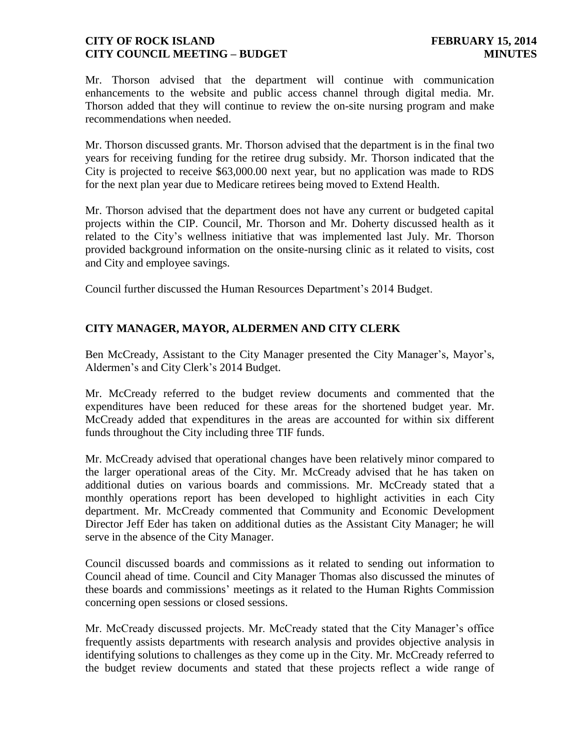Mr. Thorson advised that the department will continue with communication enhancements to the website and public access channel through digital media. Mr. Thorson added that they will continue to review the on-site nursing program and make recommendations when needed.

Mr. Thorson discussed grants. Mr. Thorson advised that the department is in the final two years for receiving funding for the retiree drug subsidy. Mr. Thorson indicated that the City is projected to receive $63,000.00 next year, but no application was made to RDS for the next plan year due to Medicare retirees being moved to Extend Health.

Mr. Thorson advised that the department does not have any current or budgeted capital projects within the CIP. Council, Mr. Thorson and Mr. Doherty discussed health as it related to the City's wellness initiative that was implemented last July. Mr. Thorson provided background information on the onsite-nursing clinic as it related to visits, cost and City and employee savings.

Council further discussed the Human Resources Department's 2014 Budget.

## CITY MANAGER, MAYOR, ALDERMEN AND CITY CLERK

Ben McCready, Assistant to the City Manager presented the City Manager's, Mayor's, Aldermen's and City Clerk's 2014 Budget.

Mr. McCready referred to the budget review documents and commented that the expenditures have been reduced for these areas for the shortened budget year. Mr. McCready added that expenditures in the areas are accounted for within six different funds throughout the City including three TIF funds.

Mr. McCready advised that operational changes have been relatively minor compared to the larger operational areas of the City. Mr. McCready advised that he has taken on additional duties on various boards and commissions. Mr. McCready stated that a monthly operations report has been developed to highlight activities in each City department. Mr. McCready commented that Community and Economic Development Director Jeff Eder has taken on additional duties as the Assistant City Manager; he will serve in the absence of the City Manager.

Council discussed boards and commissions as it related to sending out information to Council ahead of time. Council and City Manager Thomas also discussed the minutes of these boards and commissions' meetings as it related to the Human Rights Commission concerning open sessions or closed sessions.

Mr. McCready discussed projects. Mr. McCready stated that the City Manager's office frequently assists departments with research analysis and provides objective analysis in identifying solutions to challenges as they come up in the City. Mr. McCready referred to the budget review documents and stated that these projects reflect a wide range of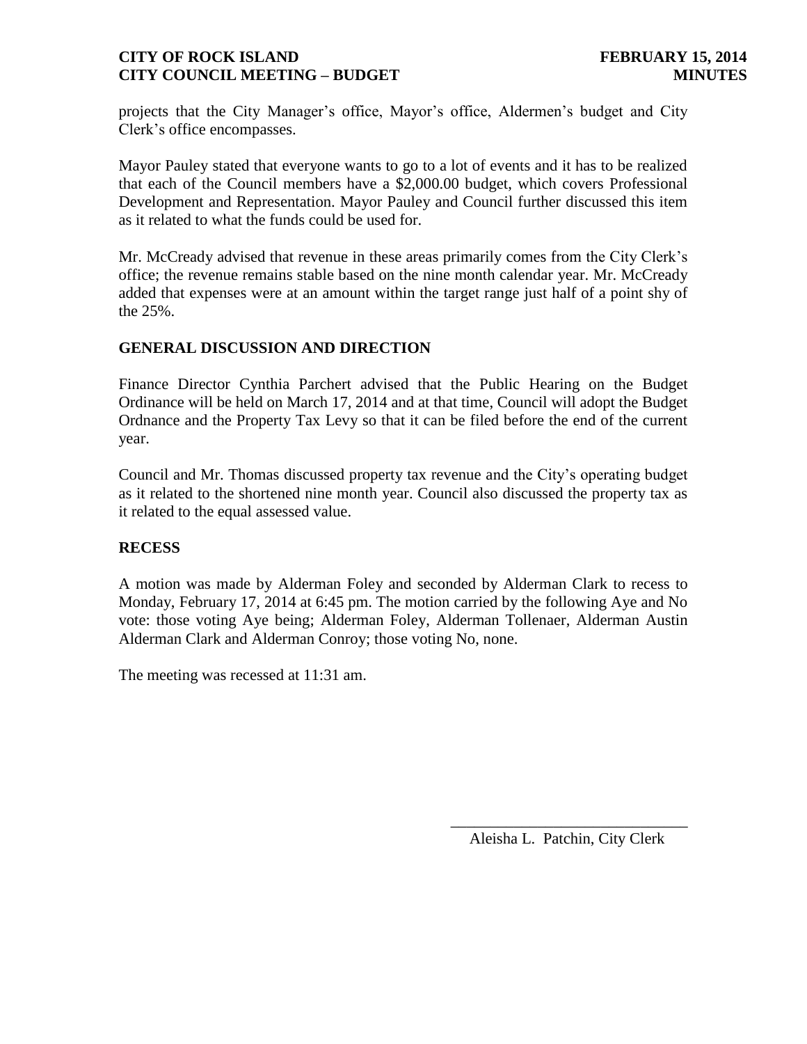projects that the City Manager's office, Mayor's office, Aldermen's budget and City Clerk's office encompasses.

Mayor Pauley stated that everyone wants to go to a lot of events and it has to be realized that each of the Council members have a $2,000.00 budget, which covers Professional Development and Representation. Mayor Pauley and Council further discussed this item as it related to what the funds could be used for.

Mr. McCready advised that revenue in these areas primarily comes from the City Clerk's office; the revenue remains stable based on the nine month calendar year. Mr. McCready added that expenses were at an amount within the target range just half of a point shy of the 25%.

## GENERAL DISCUSSION AND DIRECTION

Finance Director Cynthia Parchert advised that the Public Hearing on the Budget Ordinance will be held on March 17, 2014 and at that time, Council will adopt the Budget Ordnance and the Property Tax Levy so that it can be filed before the end of the current year.

Council and Mr. Thomas discussed property tax revenue and the City's operating budget as it related to the shortened nine month year. Council also discussed the property tax as it related to the equal assessed value.

## RECESS

A motion was made by Alderman Foley and seconded by Alderman Clark to recess to Monday, February 17, 2014 at 6:45 pm. The motion carried by the following Aye and No vote: those voting Aye being; Alderman Foley, Alderman Tollenaer, Alderman Austin Alderman Clark and Alderman Conroy; those voting No, none.

The meeting was recessed at 11:31 am.

\_\_\_\_\_\_\_\_\_\_\_\_\_\_\_\_\_\_\_\_\_\_\_\_\_\_\_\_\_\_

Aleisha L. Patchin, City Clerk